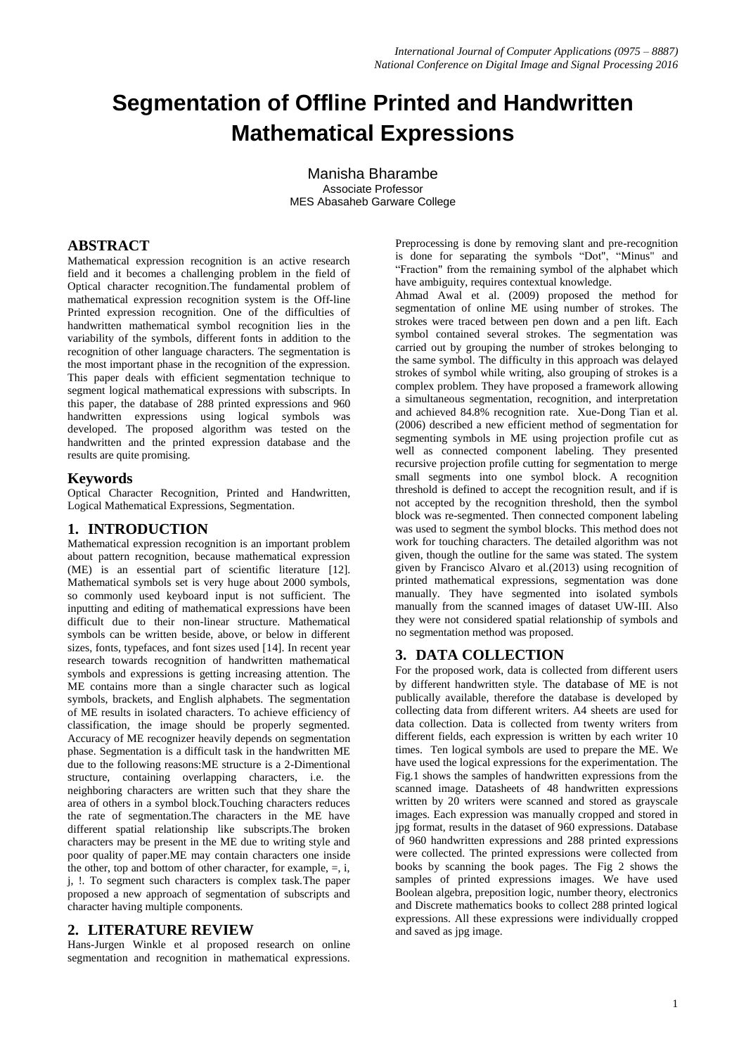# Segmentation of Offline Printed and Handwritten Mathematical Expressions

Manisha Bharambe
Associate Professor
MES Abasaheb Garware College

## ABSTRACT

Mathematical expression recognition is an active research field and it becomes a challenging problem in the field of Optical character recognition.The fundamental problem of mathematical expression recognition system is the Off-line Printed expression recognition. One of the difficulties of handwritten mathematical symbol recognition lies in the variability of the symbols, different fonts in addition to the recognition of other language characters. The segmentation is the most important phase in the recognition of the expression. This paper deals with efficient segmentation technique to segment logical mathematical expressions with subscripts. In this paper, the database of 288 printed expressions and 960 handwritten expressions using logical symbols was developed. The proposed algorithm was tested on the handwritten and the printed expression database and the results are quite promising.

## Keywords

Optical Character Recognition, Printed and Handwritten, Logical Mathematical Expressions, Segmentation.

## 1. INTRODUCTION

Mathematical expression recognition is an important problem about pattern recognition, because mathematical expression (ME) is an essential part of scientific literature [12]. Mathematical symbols set is very huge about 2000 symbols, so commonly used keyboard input is not sufficient. The inputting and editing of mathematical expressions have been difficult due to their non-linear structure. Mathematical symbols can be written beside, above, or below in different sizes, fonts, typefaces, and font sizes used [14]. In recent year research towards recognition of handwritten mathematical symbols and expressions is getting increasing attention. The ME contains more than a single character such as logical symbols, brackets, and English alphabets. The segmentation of ME results in isolated characters. To achieve efficiency of classification, the image should be properly segmented. Accuracy of ME recognizer heavily depends on segmentation phase. Segmentation is a difficult task in the handwritten ME due to the following reasons:ME structure is a 2-Dimentional structure, containing overlapping characters, i.e. the neighboring characters are written such that they share the area of others in a symbol block.Touching characters reduces the rate of segmentation.The characters in the ME have different spatial relationship like subscripts.The broken characters may be present in the ME due to writing style and poor quality of paper.ME may contain characters one inside the other, top and bottom of other character, for example, =, i, j, !. To segment such characters is complex task.The paper proposed a new approach of segmentation of subscripts and character having multiple components.

## 2. LITERATURE REVIEW

Hans-Jurgen Winkle et al proposed research on online segmentation and recognition in mathematical expressions. Preprocessing is done by removing slant and pre-recognition is done for separating the symbols "Dot", "Minus" and "Fraction" from the remaining symbol of the alphabet which have ambiguity, requires contextual knowledge.

Ahmad Awal et al. (2009) proposed the method for segmentation of online ME using number of strokes. The strokes were traced between pen down and a pen lift. Each symbol contained several strokes. The segmentation was carried out by grouping the number of strokes belonging to the same symbol. The difficulty in this approach was delayed strokes of symbol while writing, also grouping of strokes is a complex problem. They have proposed a framework allowing a simultaneous segmentation, recognition, and interpretation and achieved 84.8% recognition rate. Xue-Dong Tian et al. (2006) described a new efficient method of segmentation for segmenting symbols in ME using projection profile cut as well as connected component labeling. They presented recursive projection profile cutting for segmentation to merge small segments into one symbol block. A recognition threshold is defined to accept the recognition result, and if is not accepted by the recognition threshold, then the symbol block was re-segmented. Then connected component labeling was used to segment the symbol blocks. This method does not work for touching characters. The detailed algorithm was not given, though the outline for the same was stated. The system given by Francisco Alvaro et al.(2013) using recognition of printed mathematical expressions, segmentation was done manually. They have segmented into isolated symbols manually from the scanned images of dataset UW-III. Also they were not considered spatial relationship of symbols and no segmentation method was proposed.

## 3. DATA COLLECTION

For the proposed work, data is collected from different users by different handwritten style. The database of ME is not publically available, therefore the database is developed by collecting data from different writers. A4 sheets are used for data collection. Data is collected from twenty writers from different fields, each expression is written by each writer 10 times. Ten logical symbols are used to prepare the ME. We have used the logical expressions for the experimentation. The Fig.1 shows the samples of handwritten expressions from the scanned image. Datasheets of 48 handwritten expressions written by 20 writers were scanned and stored as grayscale images. Each expression was manually cropped and stored in jpg format, results in the dataset of 960 expressions. Database of 960 handwritten expressions and 288 printed expressions were collected. The printed expressions were collected from books by scanning the book pages. The Fig 2 shows the samples of printed expressions images. We have used Boolean algebra, preposition logic, number theory, electronics and Discrete mathematics books to collect 288 printed logical expressions. All these expressions were individually cropped and saved as jpg image.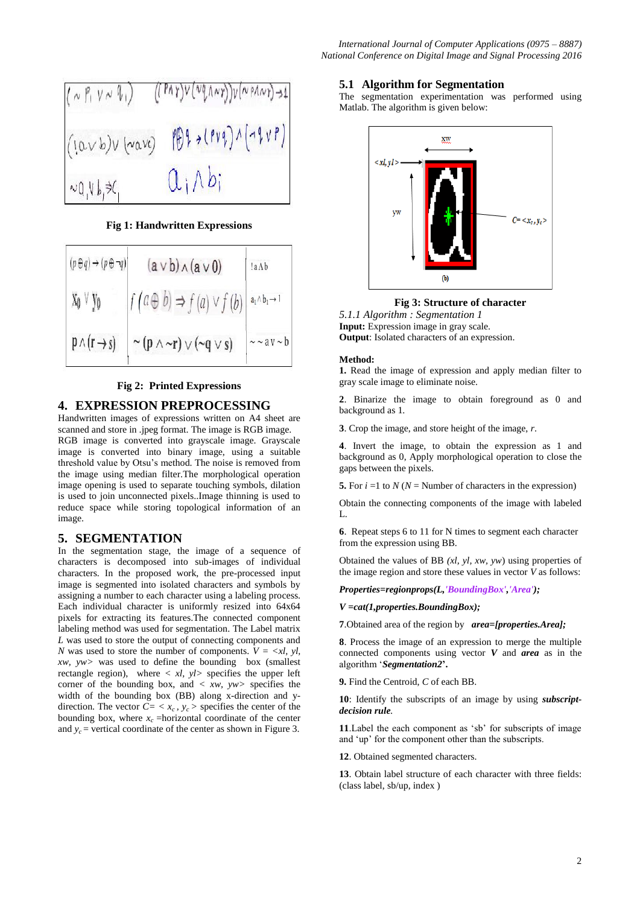Fig 1: Handwritten Expressions

Fig 2: Printed Expressions

## 4. EXPRESSION PREPROCESSING

Handwritten images of expressions written on A4 sheet are scanned and store in .jpeg format. The image is RGB image. RGB image is converted into grayscale image. Grayscale image is converted into binary image, using a suitable threshold value by Otsu's method. The noise is removed from the image using median filter.The morphological operation image opening is used to separate touching symbols, dilation is used to join unconnected pixels..Image thinning is used to reduce space while storing topological information of an image.

## 5. SEGMENTATION

In the segmentation stage, the image of a sequence of characters is decomposed into sub-images of individual characters. In the proposed work, the pre-processed input image is segmented into isolated characters and symbols by assigning a number to each character using a labeling process. Each individual character is uniformly resized into 64x64 pixels for extracting its features.The connected component labeling method was used for segmentation. The Label matrix *L* was used to store the output of connecting components and *N* was used to store the number of components. $V = <xl, yl, xw, yw>$ was used to define the bounding box (smallest rectangle region), where $< xl, yl>$ specifies the upper left corner of the bounding box, and $< xw, yw>$ specifies the width of the bounding box (BB) along x-direction and y-direction. The vector $C = < x_c , y_c >$ specifies the center of the bounding box, where $x_c$ =horizontal coordinate of the center and $y_c$ = vertical coordinate of the center as shown in Figure 3.

### 5.1 Algorithm for Segmentation

The segmentation experimentation was performed using Matlab. The algorithm is given below:

Fig 3: Structure of character

*5.1.1 Algorithm : Segmentation 1*

**Input:** Expression image in gray scale.

**Output**: Isolated characters of an expression.

**Method:**

**1.** Read the image of expression and apply median filter to gray scale image to eliminate noise.

**2**. Binarize the image to obtain foreground as 0 and background as 1.

**3**. Crop the image, and store height of the image, *r*.

**4**. Invert the image, to obtain the expression as 1 and background as 0, Apply morphological operation to close the gaps between the pixels.

**5.** For $i$ =1 to $N$ ($N$ = Number of characters in the expression)

Obtain the connecting components of the image with labeled L.

**6**. Repeat steps 6 to 11 for N times to segment each character from the expression using BB.

Obtained the values of BB *(xl, yl, xw, yw)* using properties of the image region and store these values in vector *V* as follows:

***Properties=regionprops(L,'BoundingBox','Area');***

***V =cat(1,properties.BoundingBox);***

**7**.Obtained area of the region by ***area=[properties.Area];***

**8**. Process the image of an expression to merge the multiple connected components using vector ***V*** and ***area*** as in the algorithm '***Segmentation2***'.

**9.** Find the Centroid, *C* of each BB.

**10**: Identify the subscripts of an image by using ***subscript-decision rule****.*

**11**.Label the each component as 'sb' for subscripts of image and 'up' for the component other than the subscripts.

**12**. Obtained segmented characters.

**13**. Obtain label structure of each character with three fields: (class label, sb/up, index )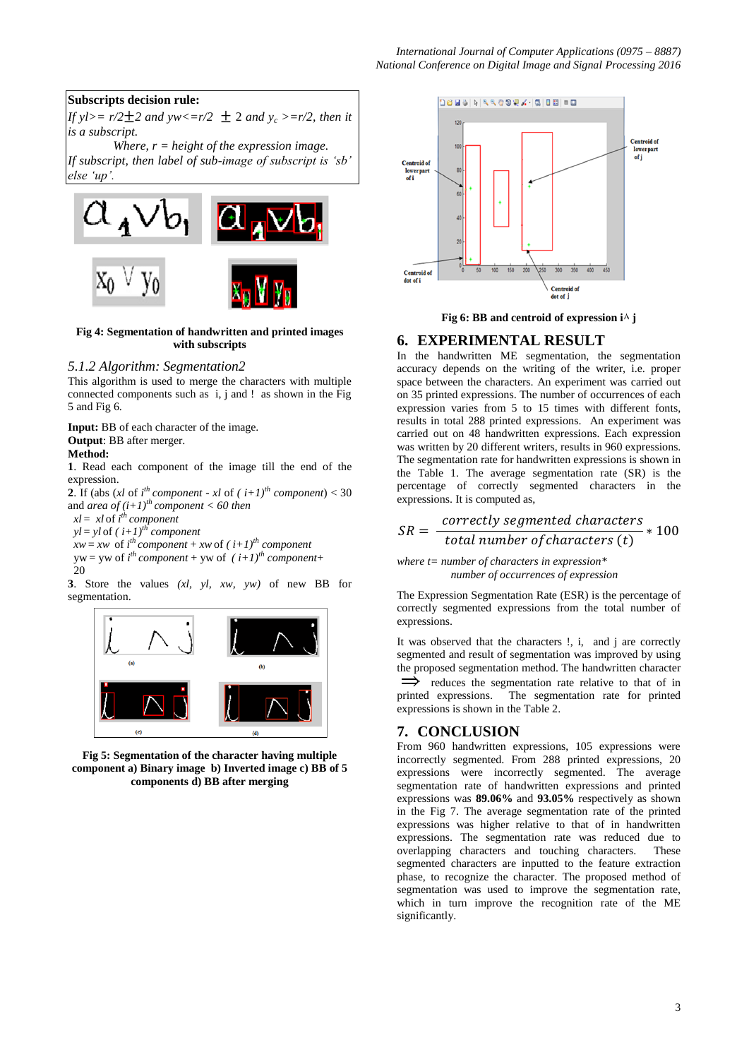**Subscripts decision rule:**

*If yl>= r/2±2 and yw<=r/2 ± 2 and $y_c$ >=r/2, then it is a subscript.*

*Where, r = height of the expression image.*

*If subscript, then label of sub-image of subscript is 'sb' else 'up'.*

**Fig 4: Segmentation of handwritten and printed images with subscripts**

### *5.1.2 Algorithm: Segmentation2*

This algorithm is used to merge the characters with multiple connected components such as i, j and ! as shown in the Fig 5 and Fig 6.

**Input:** BB of each character of the image.

**Output**: BB after merger.

**Method:**

**1**. Read each component of the image till the end of the expression.

**2**. If (abs (*xl* of $i^{th}$ *component* - *xl* of *( i+1)*$^{th}$ *component*) < 30 and *area of (i+1)*$^{th}$ *component < 60 then*

*xl* = *xl* of $i^{th}$ *component*

*yl* = *yl* of *( i+1)*$^{th}$ *component*

*xw* = *xw* of $i^{th}$ *component* + *xw* of *( i+1)*$^{th}$ *component*

yw = yw of $i^{th}$ *component* + yw of *( i+1)*$^{th}$ *component*+ 20

**3**. Store the values *(xl, yl, xw, yw)* of new BB for segmentation.

**Fig 5: Segmentation of the character having multiple component a) Binary image b) Inverted image c) BB of 5 components d) BB after merging**

**Fig 6: BB and centroid of expression i^ j**

## 6. EXPERIMENTAL RESULT

In the handwritten ME segmentation, the segmentation accuracy depends on the writing of the writer, i.e. proper space between the characters. An experiment was carried out on 35 printed expressions. The number of occurrences of each expression varies from 5 to 15 times with different fonts, results in total 288 printed expressions. An experiment was carried out on 48 handwritten expressions. Each expression was written by 20 different writers, results in 960 expressions. The segmentation rate for handwritten expressions is shown in the Table 1. The average segmentation rate (SR) is the percentage of correctly segmented characters in the expressions. It is computed as,

$$SR = \frac{\textit{correctly segmented characters}}{\textit{total number of characters } (t)} * 100$$

*where t= number of characters in expression\* number of occurrences of expression*

The Expression Segmentation Rate (ESR) is the percentage of correctly segmented expressions from the total number of expressions.

It was observed that the characters !, i, and j are correctly segmented and result of segmentation was improved by using the proposed segmentation method. The handwritten character $\Longrightarrow$ reduces the segmentation rate relative to that of in printed expressions. The segmentation rate for printed expressions is shown in the Table 2.

## 7. CONCLUSION

From 960 handwritten expressions, 105 expressions were incorrectly segmented. From 288 printed expressions, 20 expressions were incorrectly segmented. The average segmentation rate of handwritten expressions and printed expressions was **89.06%** and **93.05%** respectively as shown in the Fig 7. The average segmentation rate of the printed expressions was higher relative to that of in handwritten expressions. The segmentation rate was reduced due to overlapping characters and touching characters. These segmented characters are inputted to the feature extraction phase, to recognize the character. The proposed method of segmentation was used to improve the segmentation rate, which in turn improve the recognition rate of the ME significantly.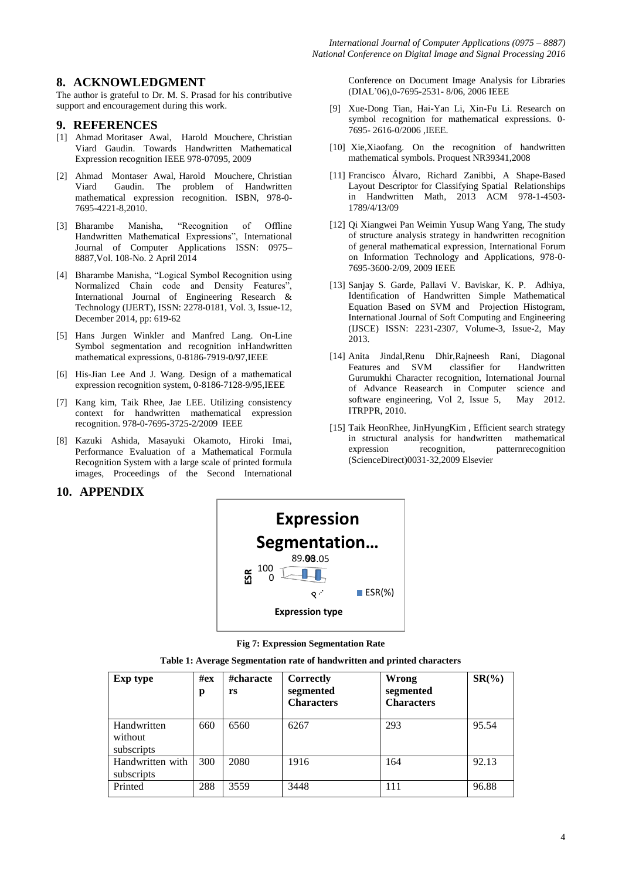## 8. ACKNOWLEDGMENT

The author is grateful to Dr. M. S. Prasad for his contributive support and encouragement during this work.

## 9. REFERENCES

[1] Ahmad Moritaser Awal, Harold Mouchere, Christian Viard Gaudin. Towards Handwritten Mathematical Expression recognition IEEE 978-07095, 2009

[2] Ahmad Montaser Awal, Harold Mouchere, Christian Viard Gaudin. The problem of Handwritten mathematical expression recognition. ISBN, 978-0-7695-4221-8,2010.

[3] Bharambe Manisha, "Recognition of Offline Handwritten Mathematical Expressions", International Journal of Computer Applications ISSN: 0975–8887,Vol. 108-No. 2 April 2014

[4] Bharambe Manisha, "Logical Symbol Recognition using Normalized Chain code and Density Features", International Journal of Engineering Research & Technology (IJERT), ISSN: 2278-0181, Vol. 3, Issue-12, December 2014, pp: 619-62

[5] Hans Jurgen Winkler and Manfred Lang. On-Line Symbol segmentation and recognition inHandwritten mathematical expressions, 0-8186-7919-0/97,IEEE

[6] His-Jian Lee And J. Wang. Design of a mathematical expression recognition system, 0-8186-7128-9/95,IEEE

[7] Kang kim, Taik Rhee, Jae LEE. Utilizing consistency context for handwritten mathematical expression recognition. 978-0-7695-3725-2/2009 IEEE

[8] Kazuki Ashida, Masayuki Okamoto, Hiroki Imai, Performance Evaluation of a Mathematical Formula Recognition System with a large scale of printed formula images, Proceedings of the Second International Conference on Document Image Analysis for Libraries (DIAL'06),0-7695-2531- 8/06, 2006 IEEE

[9] Xue-Dong Tian, Hai-Yan Li, Xin-Fu Li. Research on symbol recognition for mathematical expressions. 0-7695- 2616-0/2006 ,IEEE.

[10] Xie,Xiaofang. On the recognition of handwritten mathematical symbols. Proquest NR39341,2008

[11] Francisco Álvaro, Richard Zanibbi, A Shape-Based Layout Descriptor for Classifying Spatial Relationships in Handwritten Math, 2013 ACM 978-1-4503-1789/4/13/09

[12] Qi Xiangwei Pan Weimin Yusup Wang Yang, The study of structure analysis strategy in handwritten recognition of general mathematical expression, International Forum on Information Technology and Applications, 978-0-7695-3600-2/09, 2009 IEEE

[13] Sanjay S. Garde, Pallavi V. Baviskar, K. P. Adhiya, Identification of Handwritten Simple Mathematical Equation Based on SVM and Projection Histogram, International Journal of Soft Computing and Engineering (IJSCE) ISSN: 2231-2307, Volume-3, Issue-2, May 2013.

[14] Anita Jindal,Renu Dhir,Rajneesh Rani, Diagonal Features and SVM classifier for Handwritten Gurumukhi Character recognition, International Journal of Advance Reasearch in Computer science and software engineering, Vol 2, Issue 5, May 2012. ITRPPR, 2010.

[15] Taik HeonRhee, JinHyungKim , Efficient search strategy in structural analysis for handwritten mathematical expression recognition, patternrecognition (ScienceDirect)0031-32,2009 Elsevier

## 10. APPENDIX

Fig 7: Expression Segmentation Rate

**Table 1: Average Segmentation rate of handwritten and printed characters**

| Exp type | #exp | #characters | Correctly segmented Characters | Wrong segmented Characters | SR(%) |
|---|---|---|---|---|---|
| Handwritten without subscripts | 660 | 6560 | 6267 | 293 | 95.54 |
| Handwritten with subscripts | 300 | 2080 | 1916 | 164 | 92.13 |
| Printed | 288 | 3559 | 3448 | 111 | 96.88 |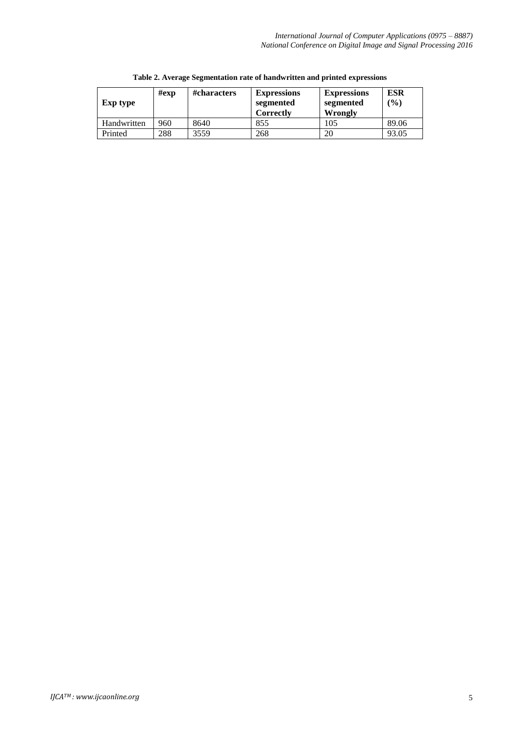**Table 2. Average Segmentation rate of handwritten and printed expressions**

| Exp type | #exp | #characters | Expressions segmented Correctly | Expressions segmented Wrongly | ESR (%) |
|---|---|---|---|---|---|
| Handwritten | 960 | 8640 | 855 | 105 | 89.06 |
| Printed | 288 | 3559 | 268 | 20 | 93.05 |